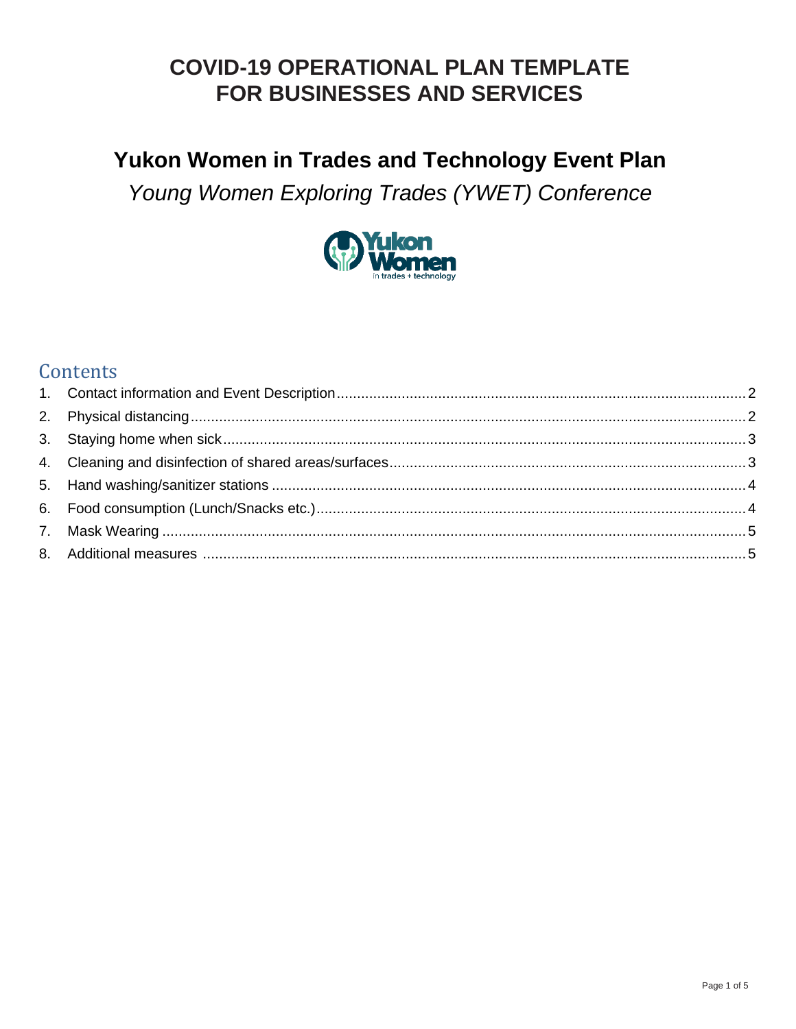# COVID-19 OPERATIONAL PLAN TEMPLATE FOR BUSINESSES AND SERVICES

## Yukon Women in Trades and Technology Event Plan

*Young Women Exploring Trades (YWET) Conference*

## Contents

1. Contact information and Event Description .......... 2
2. Physical distancing .......... 2
3. Staying home when sick .......... 3
4. Cleaning and disinfection of shared areas/surfaces .......... 3
5. Hand washing/sanitizer stations .......... 4
6. Food consumption (Lunch/Snacks etc.) .......... 4
7. Mask Wearing .......... 5
8. Additional measures .......... 5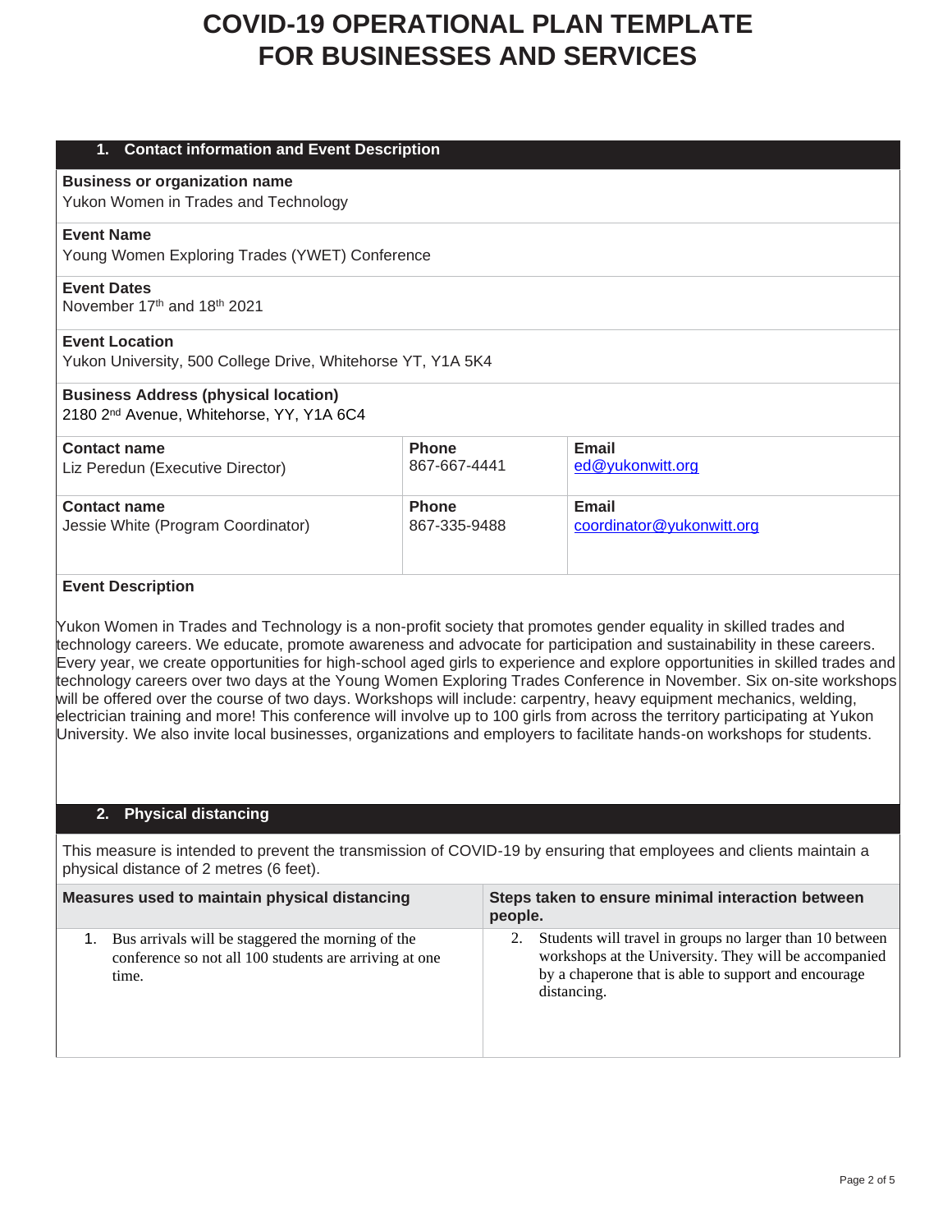# COVID-19 OPERATIONAL PLAN TEMPLATE FOR BUSINESSES AND SERVICES

## 1. Contact information and Event Description

**Business or organization name**
Yukon Women in Trades and Technology

**Event Name**
Young Women Exploring Trades (YWET) Conference

**Event Dates**
November 17th and 18th 2021

**Event Location**
Yukon University, 500 College Drive, Whitehorse YT, Y1A 5K4

**Business Address (physical location)**
2180 2nd Avenue, Whitehorse, YY, Y1A 6C4

| Contact name | Phone | Email |
|---|---|---|
| Liz Peredun (Executive Director) | 867-667-4441 | ed@yukonwitt.org |
| Jessie White (Program Coordinator) | 867-335-9488 | coordinator@yukonwitt.org |

**Event Description**

Yukon Women in Trades and Technology is a non-profit society that promotes gender equality in skilled trades and technology careers. We educate, promote awareness and advocate for participation and sustainability in these careers. Every year, we create opportunities for high-school aged girls to experience and explore opportunities in skilled trades and technology careers over two days at the Young Women Exploring Trades Conference in November. Six on-site workshops will be offered over the course of two days. Workshops will include: carpentry, heavy equipment mechanics, welding, electrician training and more! This conference will involve up to 100 girls from across the territory participating at Yukon University. We also invite local businesses, organizations and employers to facilitate hands-on workshops for students.

## 2. Physical distancing

This measure is intended to prevent the transmission of COVID-19 by ensuring that employees and clients maintain a physical distance of 2 metres (6 feet).

| Measures used to maintain physical distancing | Steps taken to ensure minimal interaction between people. |
|---|---|
| 1. Bus arrivals will be staggered the morning of the conference so not all 100 students are arriving at one time. | 2. Students will travel in groups no larger than 10 between workshops at the University. They will be accompanied by a chaperone that is able to support and encourage distancing. |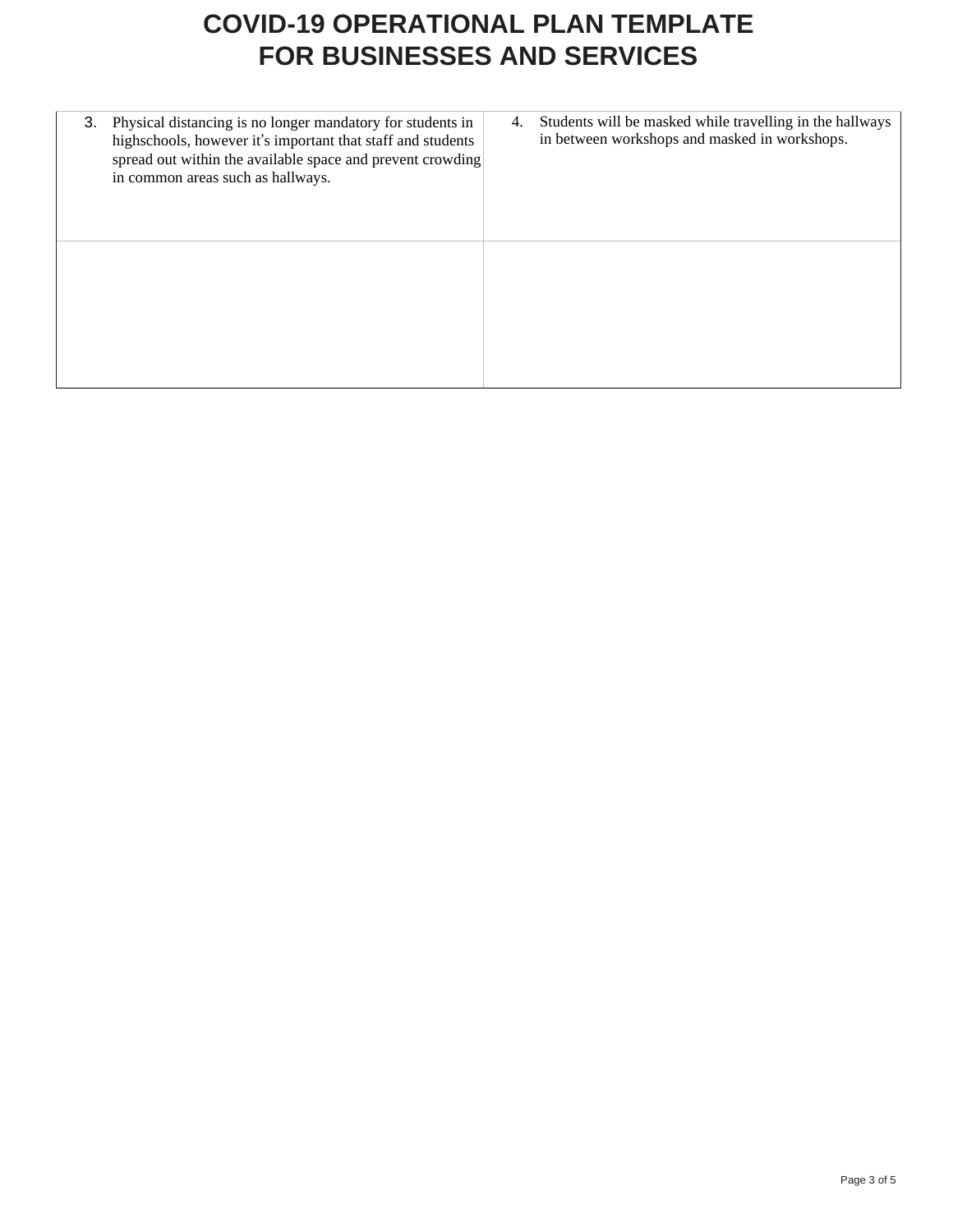# COVID-19 OPERATIONAL PLAN TEMPLATE FOR BUSINESSES AND SERVICES

| | |
|---|---|
| 3. Physical distancing is no longer mandatory for students in highschools, however it's important that staff and students spread out within the available space and prevent crowding in common areas such as hallways. | 4. Students will be masked while travelling in the hallways in between workshops and masked in workshops. |
| | |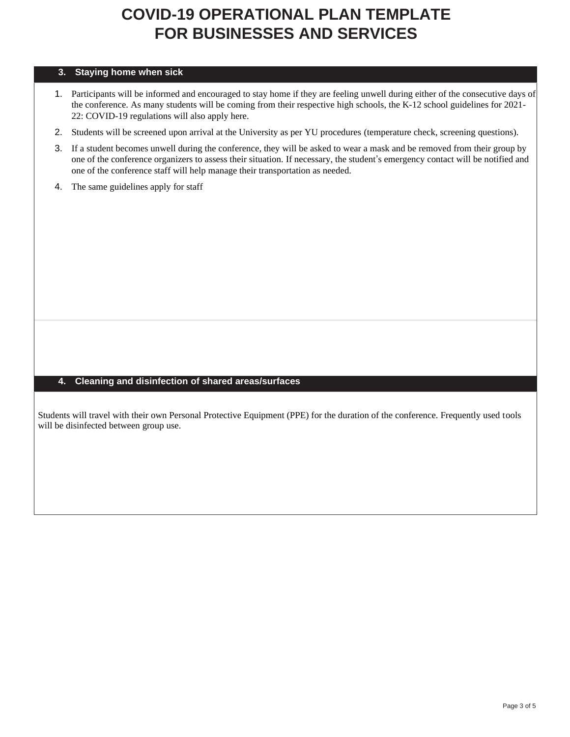# COVID-19 OPERATIONAL PLAN TEMPLATE FOR BUSINESSES AND SERVICES

## 3. Staying home when sick

1. Participants will be informed and encouraged to stay home if they are feeling unwell during either of the consecutive days of the conference. As many students will be coming from their respective high schools, the K-12 school guidelines for 2021-22: COVID-19 regulations will also apply here.
2. Students will be screened upon arrival at the University as per YU procedures (temperature check, screening questions).
3. If a student becomes unwell during the conference, they will be asked to wear a mask and be removed from their group by one of the conference organizers to assess their situation. If necessary, the student's emergency contact will be notified and one of the conference staff will help manage their transportation as needed.
4. The same guidelines apply for staff

## 4. Cleaning and disinfection of shared areas/surfaces

Students will travel with their own Personal Protective Equipment (PPE) for the duration of the conference. Frequently used tools will be disinfected between group use.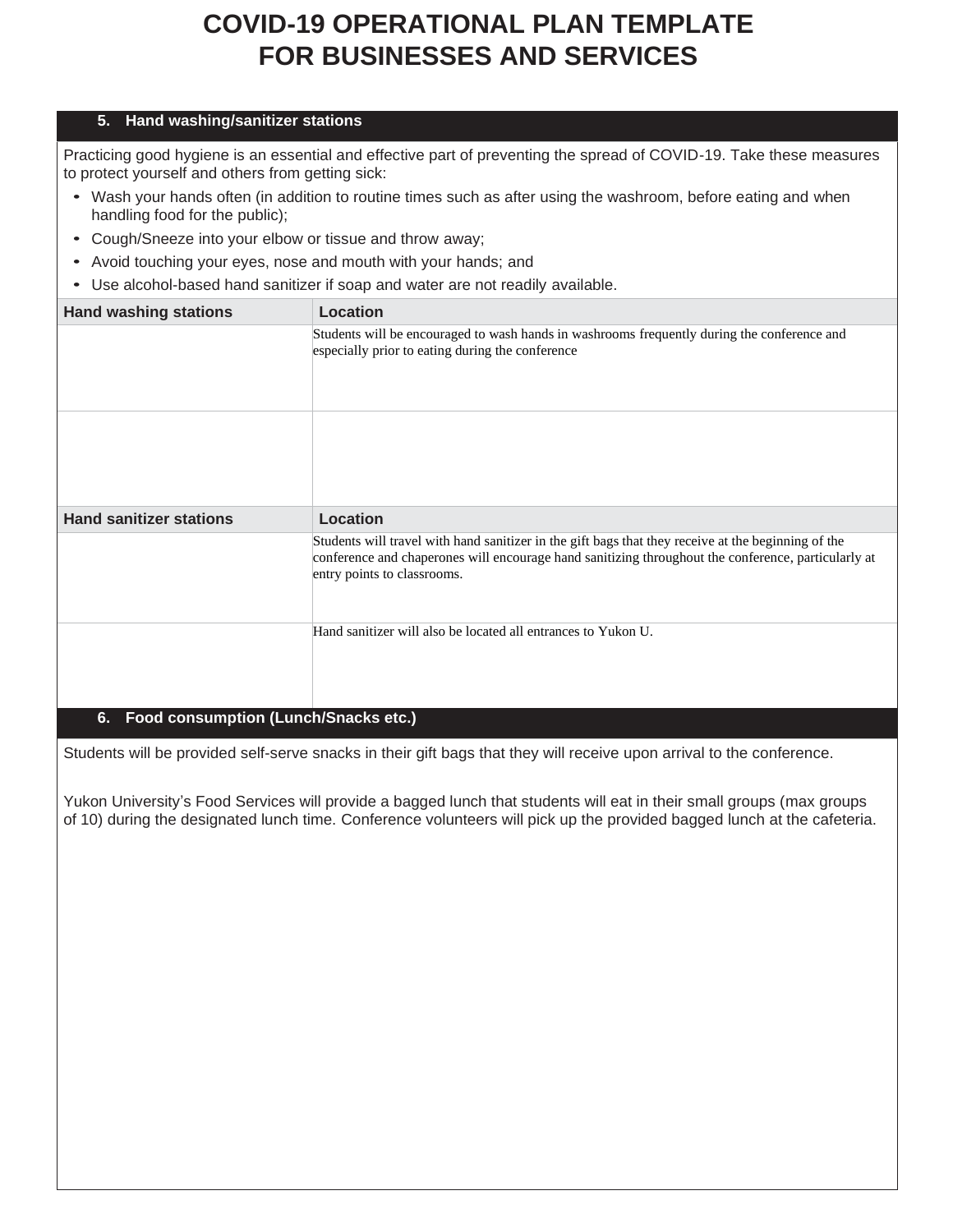# COVID-19 OPERATIONAL PLAN TEMPLATE FOR BUSINESSES AND SERVICES

## 5. Hand washing/sanitizer stations

Practicing good hygiene is an essential and effective part of preventing the spread of COVID-19. Take these measures to protect yourself and others from getting sick:

- Wash your hands often (in addition to routine times such as after using the washroom, before eating and when handling food for the public);
- Cough/Sneeze into your elbow or tissue and throw away;
- Avoid touching your eyes, nose and mouth with your hands; and
- Use alcohol-based hand sanitizer if soap and water are not readily available.

| Hand washing stations | Location |
|---|---|
| | Students will be encouraged to wash hands in washrooms frequently during the conference and especially prior to eating during the conference |
| | |

| Hand sanitizer stations | Location |
|---|---|
| | Students will travel with hand sanitizer in the gift bags that they receive at the beginning of the conference and chaperones will encourage hand sanitizing throughout the conference, particularly at entry points to classrooms. |
| | Hand sanitizer will also be located all entrances to Yukon U. |

## 6. Food consumption (Lunch/Snacks etc.)

Students will be provided self-serve snacks in their gift bags that they will receive upon arrival to the conference.

Yukon University's Food Services will provide a bagged lunch that students will eat in their small groups (max groups of 10) during the designated lunch time. Conference volunteers will pick up the provided bagged lunch at the cafeteria.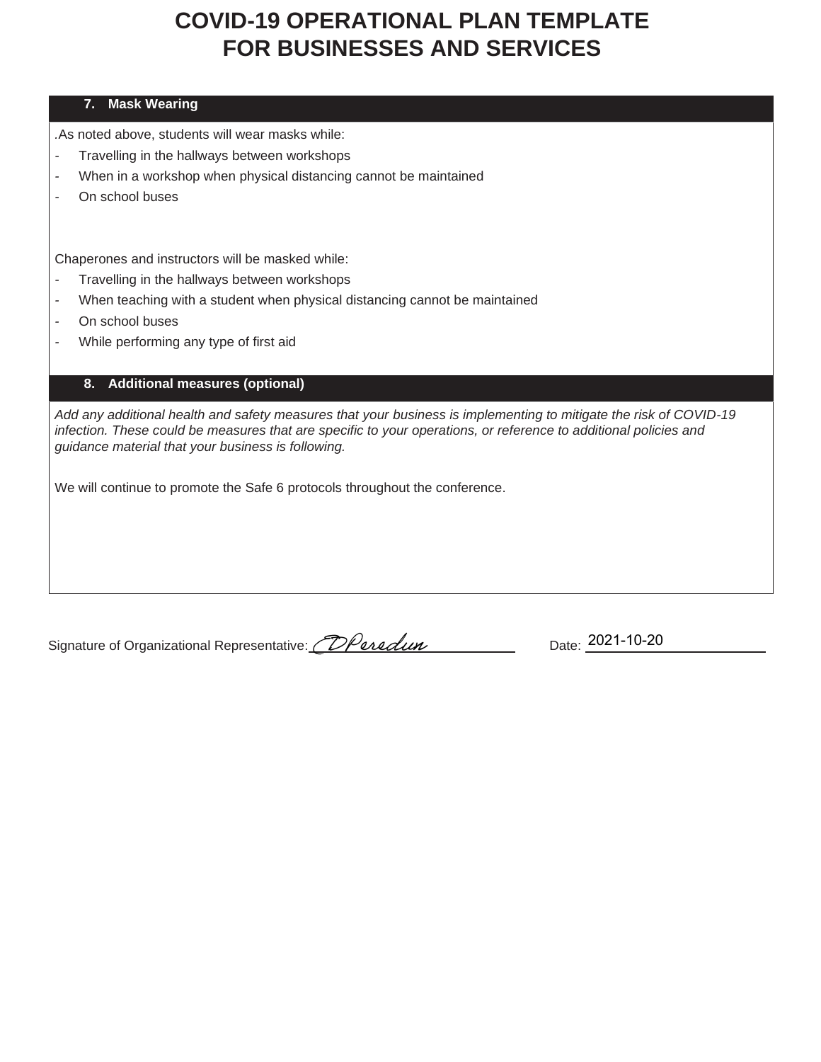# COVID-19 OPERATIONAL PLAN TEMPLATE FOR BUSINESSES AND SERVICES

## 7. Mask Wearing

.As noted above, students will wear masks while:

- Travelling in the hallways between workshops
- When in a workshop when physical distancing cannot be maintained
- On school buses

Chaperones and instructors will be masked while:

- Travelling in the hallways between workshops
- When teaching with a student when physical distancing cannot be maintained
- On school buses
- While performing any type of first aid

## 8. Additional measures (optional)

*Add any additional health and safety measures that your business is implementing to mitigate the risk of COVID-19 infection. These could be measures that are specific to your operations, or reference to additional policies and guidance material that your business is following.*

We will continue to promote the Safe 6 protocols throughout the conference.

Signature of Organizational Representative: DPeredun        Date: 2021-10-20